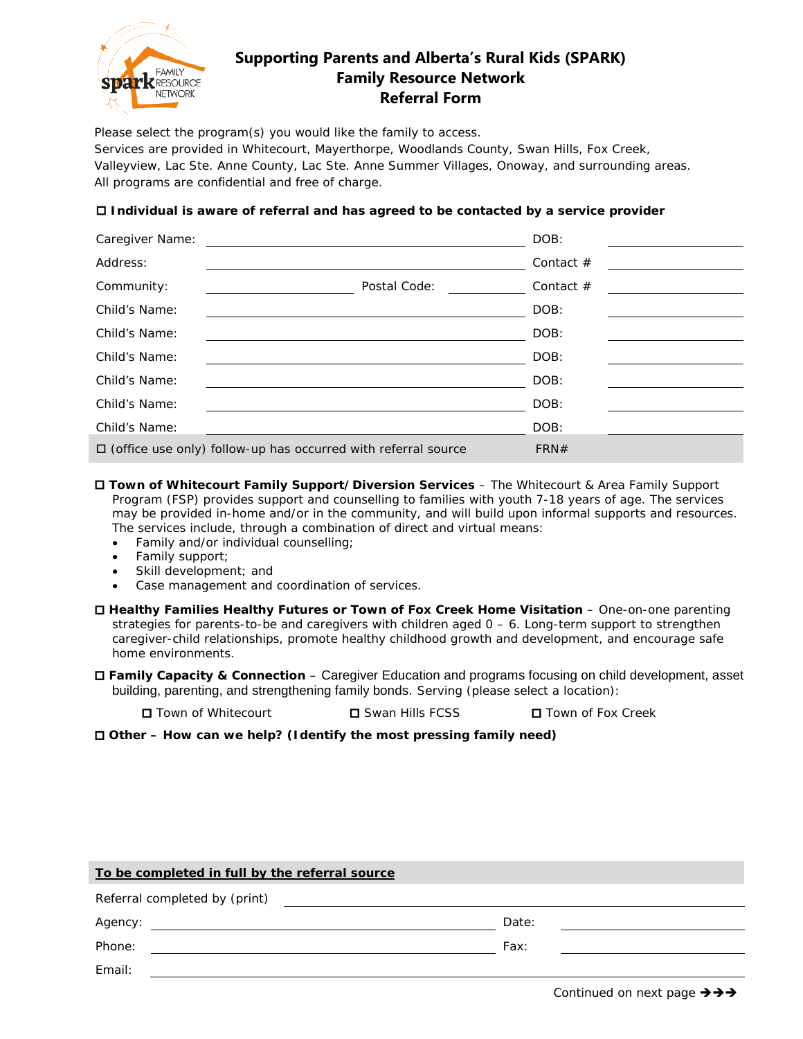# Supporting Parents and Alberta's Rural Kids (SPARK) Family Resource Network Referral Form

Please select the program(s) you would like the family to access.
Services are provided in Whitecourt, Mayerthorpe, Woodlands County, Swan Hills, Fox Creek, Valleyview, Lac Ste. Anne County, Lac Ste. Anne Summer Villages, Onoway, and surrounding areas.
All programs are confidential and free of charge.

☐ **Individual is aware of referral and has agreed to be contacted by a service provider**

| | | | |
|---|---|---|---|
| Caregiver Name: | | DOB: | |
| Address: | | Contact # | |
| Community: | Postal Code: | Contact # | |
| Child's Name: | | DOB: | |
| Child's Name: | | DOB: | |
| Child's Name: | | DOB: | |
| Child's Name: | | DOB: | |
| Child's Name: | | DOB: | |
| Child's Name: | | DOB: | |
| ☐ (office use only) follow-up has occurred with referral source | | FRN# | |

☐ **Town of Whitecourt Family Support/Diversion Services** – The Whitecourt & Area Family Support Program (FSP) provides support and counselling to families with youth 7-18 years of age. The services may be provided in-home and/or in the community, and will build upon informal supports and resources. The services include, through a combination of direct and virtual means:

- Family and/or individual counselling;
- Family support;
- Skill development; and
- Case management and coordination of services.

☐ **Healthy Families Healthy Futures or Town of Fox Creek Home Visitation** – One-on-one parenting strategies for parents-to-be and caregivers with children aged 0 – 6. Long-term support to strengthen caregiver-child relationships, promote healthy childhood growth and development, and encourage safe home environments.

☐ **Family Capacity & Connection** – Caregiver Education and programs focusing on child development, asset building, parenting, and strengthening family bonds. Serving (please select a location):

☐ Town of Whitecourt ☐ Swan Hills FCSS ☐ Town of Fox Creek

☐ **Other – How can we help? (Identify the most pressing family need)**

**<u>To be completed in full by the referral source</u>**

| | | | |
|---|---|---|---|
| Referral completed by (print) | | | |
| Agency: | | Date: | |
| Phone: | | Fax: | |
| Email: | | | |

Continued on next page →→→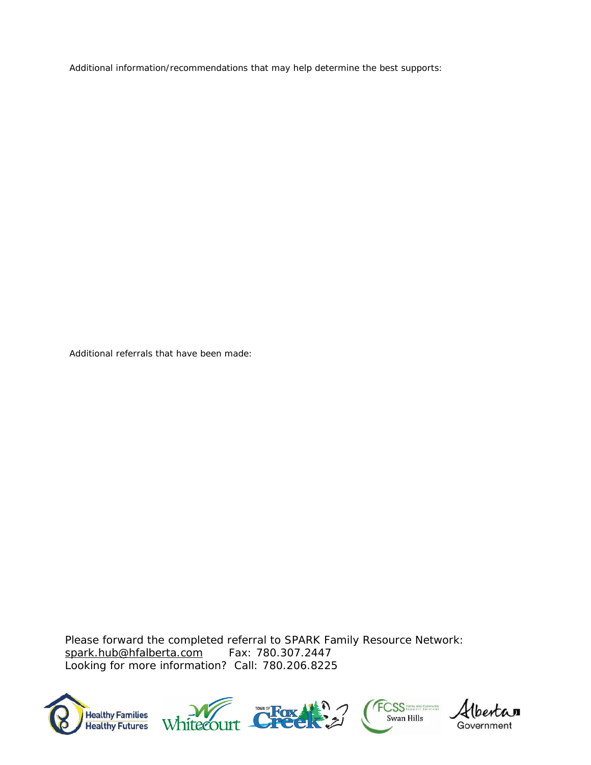Additional information/recommendations that may help determine the best supports:

Additional referrals that have been made:

Please forward the completed referral to SPARK Family Resource Network:
spark.hub@hfalberta.com Fax: 780.307.2447
Looking for more information? Call: 780.206.8225